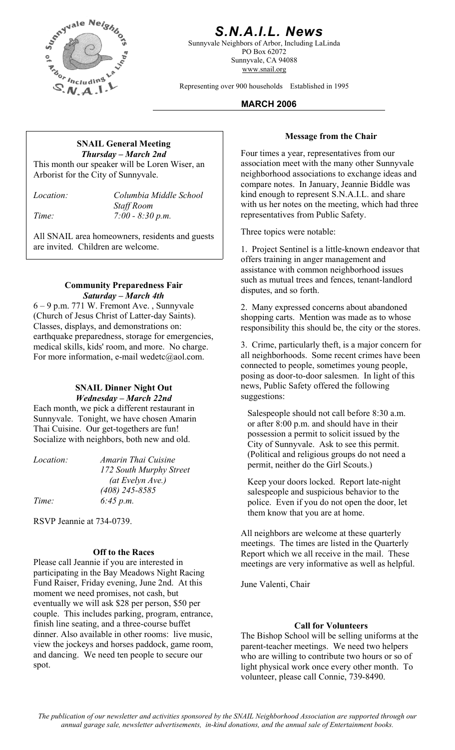# S.N.A.I.L. News

Sunnyvale Neighbors of Arbor, Including LaLinda
PO Box 62072
Sunnyvale, CA 94088
www.snail.org

Representing over 900 households Established in 1995

**MARCH 2006**

### SNAIL General Meeting

***Thursday – March 2nd***

This month our speaker will be Loren Wiser, an Arborist for the City of Sunnyvale.

*Location:* *Columbia Middle School Staff Room*
*Time:* *7:00 - 8:30 p.m.*

All SNAIL area homeowners, residents and guests are invited. Children are welcome.

### Community Preparedness Fair

***Saturday – March 4th***

6 – 9 p.m. 771 W. Fremont Ave. , Sunnyvale (Church of Jesus Christ of Latter-day Saints). Classes, displays, and demonstrations on: earthquake preparedness, storage for emergencies, medical skills, kids' room, and more. No charge. For more information, e-mail wedetc@aol.com.

### SNAIL Dinner Night Out

***Wednesday – March 22nd***

Each month, we pick a different restaurant in Sunnyvale. Tonight, we have chosen Amarin Thai Cuisine. Our get-togethers are fun! Socialize with neighbors, both new and old.

*Location:* *Amarin Thai Cuisine*
*172 South Murphy Street*
*(at Evelyn Ave.)*
*(408) 245-8585*
*Time:* *6:45 p.m.*

RSVP Jeannie at 734-0739.

### Off to the Races

Please call Jeannie if you are interested in participating in the Bay Meadows Night Racing Fund Raiser, Friday evening, June 2nd. At this moment we need promises, not cash, but eventually we will ask $28 per person, $50 per couple. This includes parking, program, entrance, finish line seating, and a three-course buffet dinner. Also available in other rooms: live music, view the jockeys and horses paddock, game room, and dancing. We need ten people to secure our spot.

### Message from the Chair

Four times a year, representatives from our association meet with the many other Sunnyvale neighborhood associations to exchange ideas and compare notes. In January, Jeannie Biddle was kind enough to represent S.N.A.I.L. and share with us her notes on the meeting, which had three representatives from Public Safety.

Three topics were notable:

1. Project Sentinel is a little-known endeavor that offers training in anger management and assistance with common neighborhood issues such as mutual trees and fences, tenant-landlord disputes, and so forth.

2. Many expressed concerns about abandoned shopping carts. Mention was made as to whose responsibility this should be, the city or the stores.

3. Crime, particularly theft, is a major concern for all neighborhoods. Some recent crimes have been connected to people, sometimes young people, posing as door-to-door salesmen. In light of this news, Public Safety offered the following suggestions:

> Salespeople should not call before 8:30 a.m. or after 8:00 p.m. and should have in their possession a permit to solicit issued by the City of Sunnyvale. Ask to see this permit. (Political and religious groups do not need a permit, neither do the Girl Scouts.)
>
> Keep your doors locked. Report late-night salespeople and suspicious behavior to the police. Even if you do not open the door, let them know that you are at home.

All neighbors are welcome at these quarterly meetings. The times are listed in the Quarterly Report which we all receive in the mail. These meetings are very informative as well as helpful.

June Valenti, Chair

### Call for Volunteers

The Bishop School will be selling uniforms at the parent-teacher meetings. We need two helpers who are willing to contribute two hours or so of light physical work once every other month. To volunteer, please call Connie, 739-8490.

*The publication of our newsletter and activities sponsored by the SNAIL Neighborhood Association are supported through our annual garage sale, newsletter advertisements, in-kind donations, and the annual sale of Entertainment books.*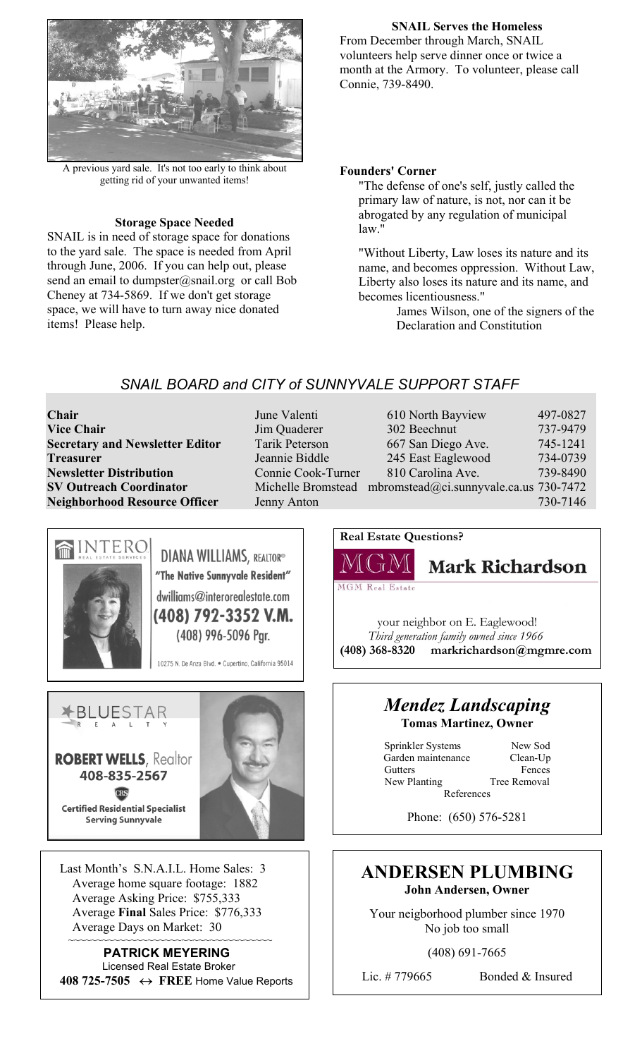A previous yard sale. It's not too early to think about getting rid of your unwanted items!

### Storage Space Needed

SNAIL is in need of storage space for donations to the yard sale. The space is needed from April through June, 2006. If you can help out, please send an email to dumpster@snail.org or call Bob Cheney at 734-5869. If we don't get storage space, we will have to turn away nice donated items! Please help.

### SNAIL Serves the Homeless

From December through March, SNAIL volunteers help serve dinner once or twice a month at the Armory. To volunteer, please call Connie, 739-8490.

### Founders' Corner

"The defense of one's self, justly called the primary law of nature, is not, nor can it be abrogated by any regulation of municipal law."

"Without Liberty, Law loses its nature and its name, and becomes oppression. Without Law, Liberty also loses its nature and its name, and becomes licentiousness."

James Wilson, one of the signers of the Declaration and Constitution

## *SNAIL BOARD and CITY of SUNNYVALE SUPPORT STAFF*

| | | | |
|---|---|---|---|
| **Chair** | June Valenti | 610 North Bayview | 497-0827 |
| **Vice Chair** | Jim Quaderer | 302 Beechnut | 737-9479 |
| **Secretary and Newsletter Editor** | Tarik Peterson | 667 San Diego Ave. | 745-1241 |
| **Treasurer** | Jeannie Biddle | 245 East Eaglewood | 734-0739 |
| **Newsletter Distribution** | Connie Cook-Turner | 810 Carolina Ave. | 739-8490 |
| **SV Outreach Coordinator** | Michelle Bromstead | mbromstead@ci.sunnyvale.ca.us | 730-7472 |
| **Neighborhood Resource Officer** | Jenny Anton | | 730-7146 |

INTERO Real Estate Services

DIANA WILLIAMS, REALTOR®
"The Native Sunnyvale Resident"
dwilliams@interorealestate.com
(408) 792-3352 V.M.
(408) 996-5096 Pgr.
10275 N. De Anza Blvd. • Cupertino, California 95014

**Real Estate Questions?**

MGM Real Estate
**Mark Richardson**
your neighbor on E. Eaglewood!
*Third generation family owned since 1966*
**(408) 368-8320 markrichardson@mgmre.com**

BLUESTAR REALTY

**ROBERT WELLS**, Realtor
**408-835-2567**
CRS
**Certified Residential Specialist**
**Serving Sunnyvale**

## *Mendez Landscaping*

**Tomas Martinez, Owner**

| | |
|---|---|
| Sprinkler Systems | New Sod |
| Garden maintenance | Clean-Up |
| Gutters | Fences |
| New Planting | Tree Removal |

References

Phone: (650) 576-5281

Last Month's S.N.A.I.L. Home Sales: 3
Average home square footage: 1882
Average Asking Price: $755,333
Average **Final** Sales Price: $776,333
Average Days on Market: 30

**PATRICK MEYERING**
Licensed Real Estate Broker
**408 725-7505** ↔ **FREE** Home Value Reports

## ANDERSEN PLUMBING

**John Andersen, Owner**

Your neigborhood plumber since 1970
No job too small

(408) 691-7665

Lic. # 779665 Bonded & Insured